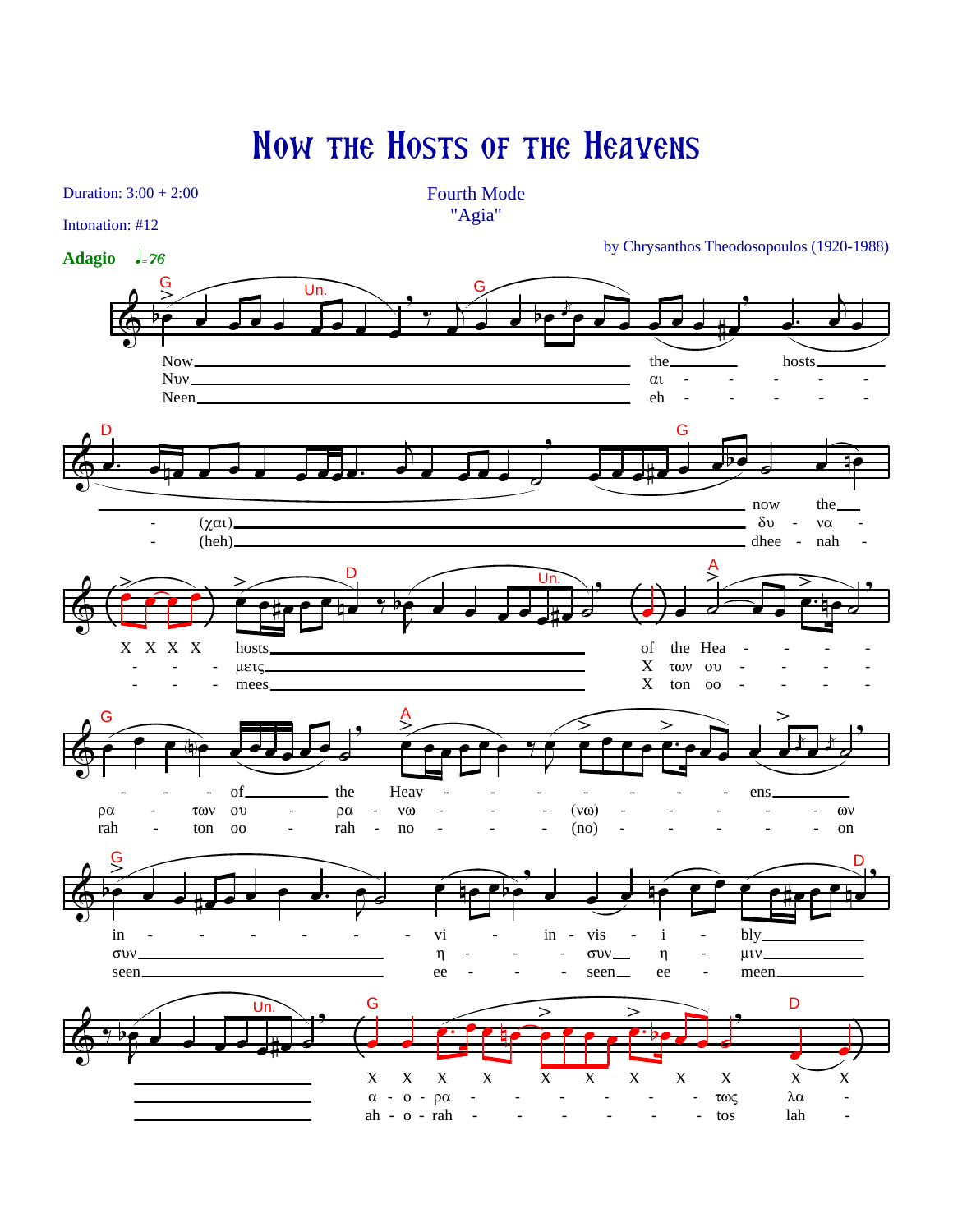# Now the Hosts of the Heavens

Duration: 3:00 + 2:00

Intonation: #12

Fourth Mode
"Agia"

by Chrysanthos Theodosopoulos (1920-1988)

**Adagio** ♩= 76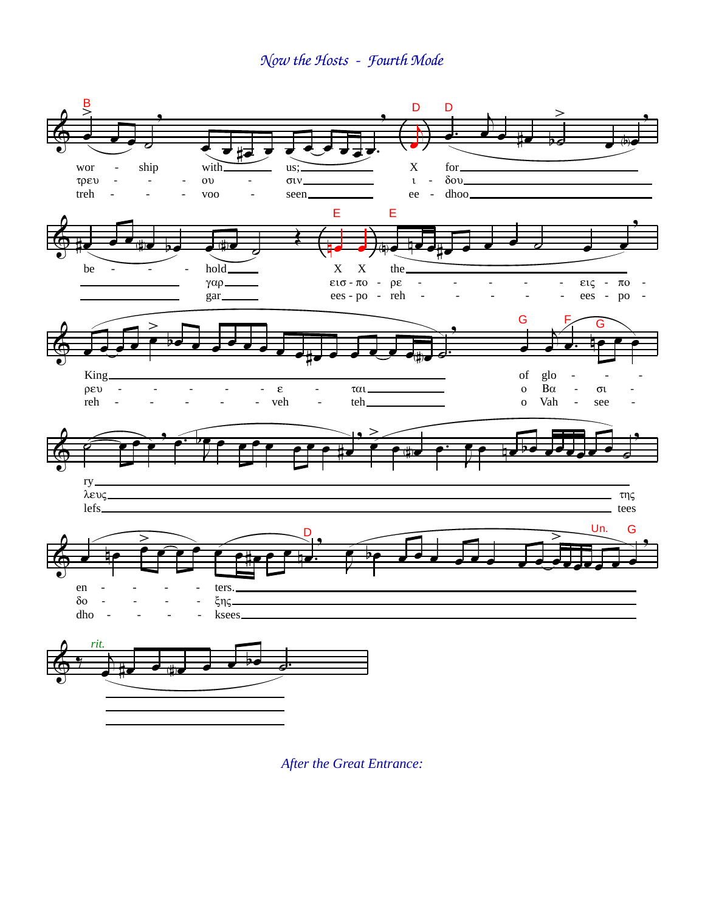*Now the Hosts - Fourth Mode*

wor - ship with us; X for be - - - hold the X X the King of glo - - - ry en - - - - ters.

τρευ - - - ου - σιν ι - δου γαρ εισ - πο - ρε - - - - - - εις - πο - ρευ - - - - - ε - ται ο Βα - σι - λευς της δο - - - - ξης

treh - - - voo - seen ee - dhoo gar ees - po - reh - - - - - - ees - po - reh - - - - - veh - teh o Vah - see - lefs tees dho - - - - ksees

*After the Great Entrance:*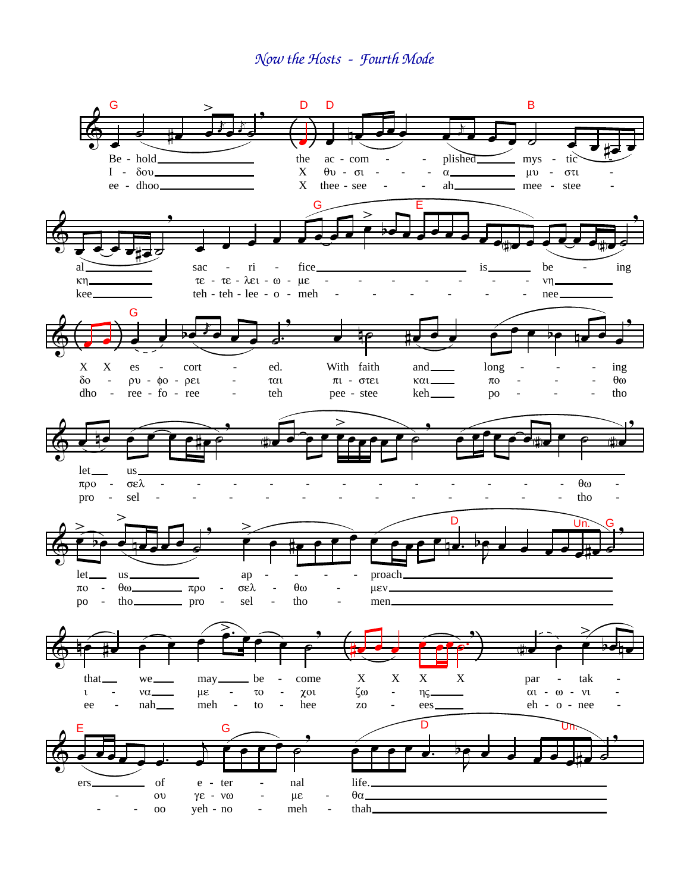# Now the Hosts - Fourth Mode

Be - hold the ac - com - plished mys - tic al sac - ri - fice is be - ing X X es - cort - ed. With faith and long - ing let us let us ap - proach that we may be - come X X X X par - tak ers of e - ter - nal life.

Ι - δου Χ θυ - σι - α μυ - στι κη τε - τε - λει - ω - με - νη δο - ρυ - φο - ρει - ται πι - στει και πο - θω προ - σελ - θω πο - θω προ - σελ - θω - μεν ι - να με - το - χοι ζω - ης αι - ω - νι - ου γε - νω - με - θα

ee - dhoo X thee - see - ah mee - stee kee teh - teh - lee - o - meh - nee dho - ree - fo - ree - teh pee - stee keh po - tho pro - sel - tho po - tho pro - sel - tho - men ee - nah meh - to - hee zo - ees eh - o - nee - oo yeh - no - meh - thah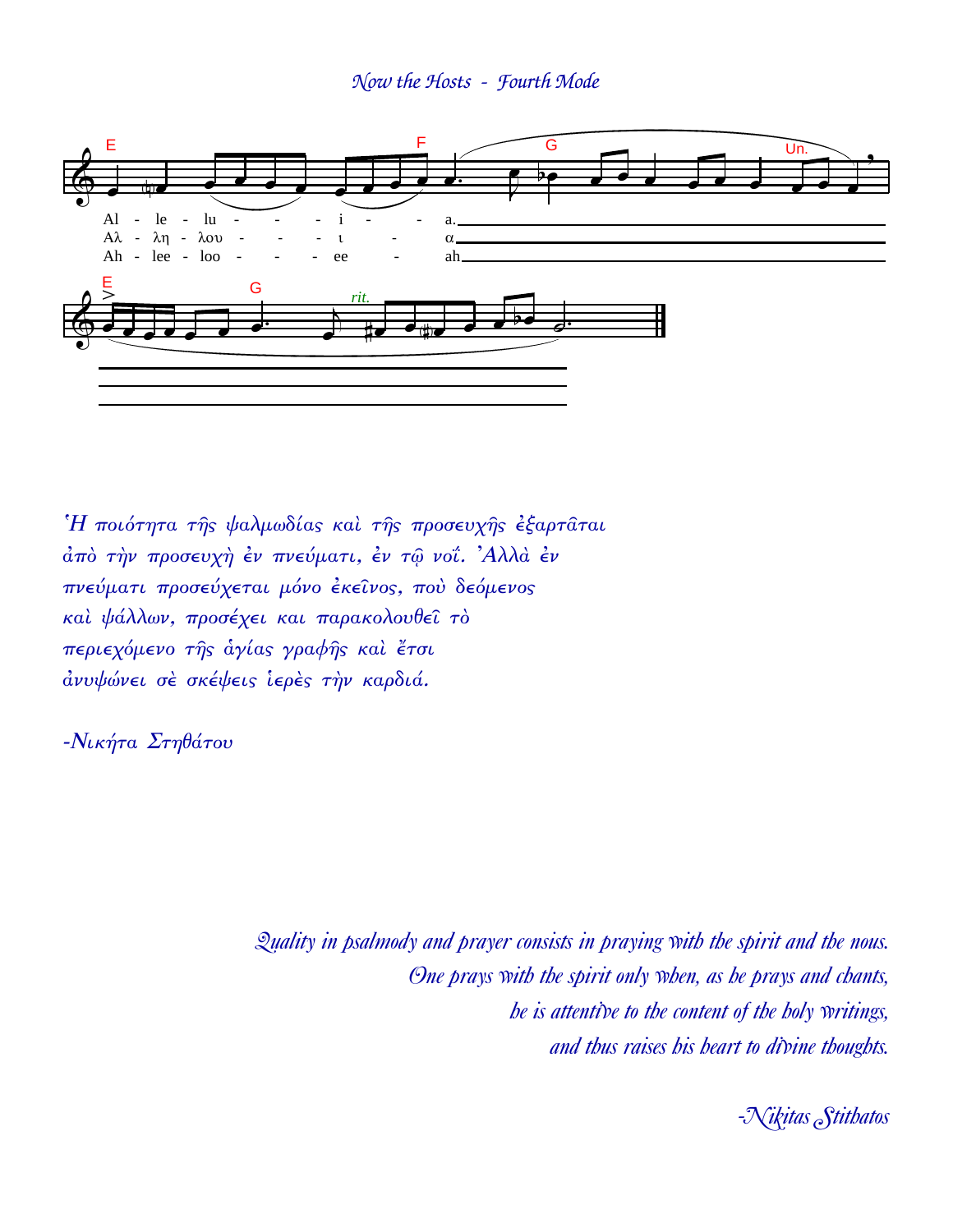*Now the Hosts - Fourth Mode*

E F G Un.

Al - le - lu - - - i - - a.

Αλ - λη - λου - - - ι - α

Ah - lee - loo - - - ee - ah

E G *rit.*

*Ἡ ποιότητα τῆς ψαλμωδίας καὶ τῆς προσευχῆς ἐξαρτᾶται ἀπὸ τὴν προσευχὴ ἐν πνεύματι, ἐν τῷ νοΐ. Ἀλλὰ ἐν πνεύματι προσεύχεται μόνο ἐκεῖνος, ποὺ δεόμενος καὶ ψάλλων, προσέχει και παρακολουθεῖ τὸ περιεχόμενο τῆς ἁγίας γραφῆς καὶ ἔτσι ἀνυψώνει σὲ σκέψεις ἱερὲς τὴν καρδιά.*

*-Νικήτα Στηθάτου*

*Quality in psalmody and prayer consists in praying with the spirit and the nous.*
*One prays with the spirit only when, as he prays and chants,*
*he is attentive to the content of the holy writings,*
*and thus raises his heart to divine thoughts.*

*-Nikitas Stithatos*